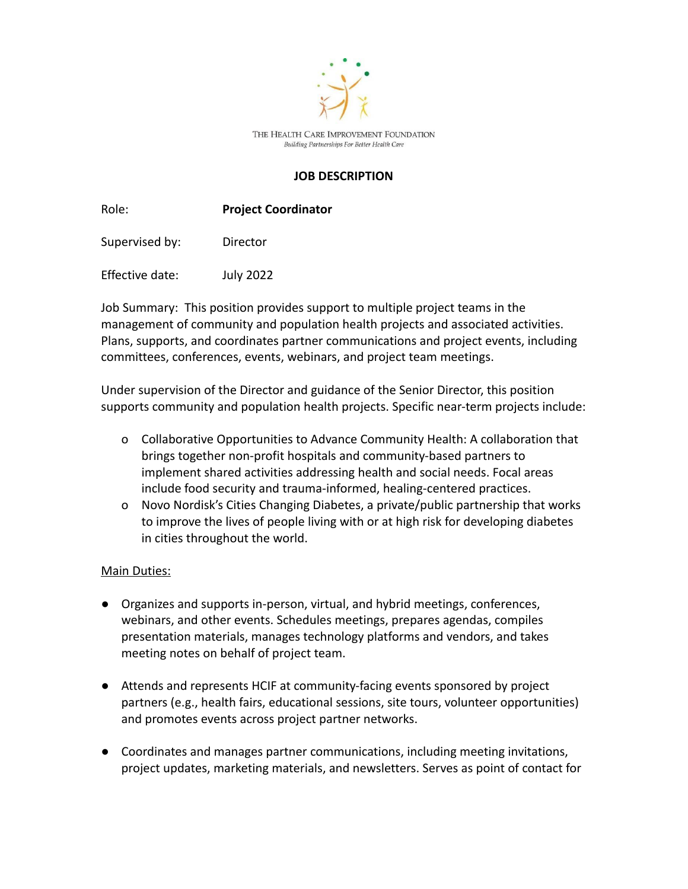THE HEALTH CARE IMPROVEMENT FOUNDATION

*Building Partnerships For Better Health Care*

**JOB DESCRIPTION**

Role: **Project Coordinator**

Supervised by: Director

Effective date: July 2022

Job Summary: This position provides support to multiple project teams in the management of community and population health projects and associated activities. Plans, supports, and coordinates partner communications and project events, including committees, conferences, events, webinars, and project team meetings.

Under supervision of the Director and guidance of the Senior Director, this position supports community and population health projects. Specific near-term projects include:

- Collaborative Opportunities to Advance Community Health: A collaboration that brings together non-profit hospitals and community-based partners to implement shared activities addressing health and social needs. Focal areas include food security and trauma-informed, healing-centered practices.
- Novo Nordisk's Cities Changing Diabetes, a private/public partnership that works to improve the lives of people living with or at high risk for developing diabetes in cities throughout the world.

<u>Main Duties:</u>

- Organizes and supports in-person, virtual, and hybrid meetings, conferences, webinars, and other events. Schedules meetings, prepares agendas, compiles presentation materials, manages technology platforms and vendors, and takes meeting notes on behalf of project team.

- Attends and represents HCIF at community-facing events sponsored by project partners (e.g., health fairs, educational sessions, site tours, volunteer opportunities) and promotes events across project partner networks.

- Coordinates and manages partner communications, including meeting invitations, project updates, marketing materials, and newsletters. Serves as point of contact for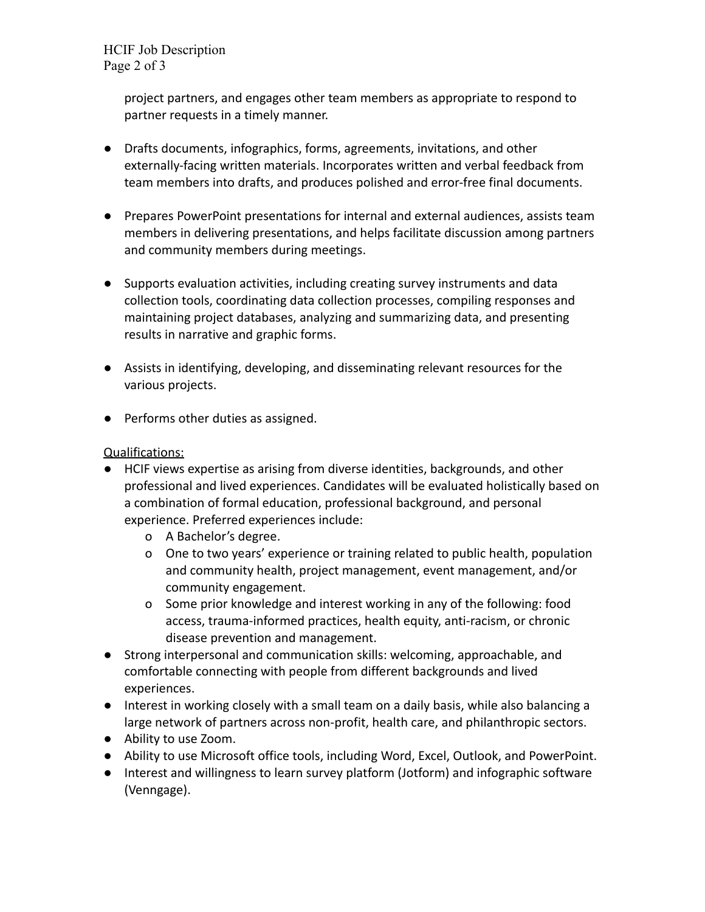project partners, and engages other team members as appropriate to respond to partner requests in a timely manner.

- Drafts documents, infographics, forms, agreements, invitations, and other externally-facing written materials. Incorporates written and verbal feedback from team members into drafts, and produces polished and error-free final documents.

- Prepares PowerPoint presentations for internal and external audiences, assists team members in delivering presentations, and helps facilitate discussion among partners and community members during meetings.

- Supports evaluation activities, including creating survey instruments and data collection tools, coordinating data collection processes, compiling responses and maintaining project databases, analyzing and summarizing data, and presenting results in narrative and graphic forms.

- Assists in identifying, developing, and disseminating relevant resources for the various projects.

- Performs other duties as assigned.

<u>Qualifications:</u>

- HCIF views expertise as arising from diverse identities, backgrounds, and other professional and lived experiences. Candidates will be evaluated holistically based on a combination of formal education, professional background, and personal experience. Preferred experiences include:
  - A Bachelor's degree.
  - One to two years' experience or training related to public health, population and community health, project management, event management, and/or community engagement.
  - Some prior knowledge and interest working in any of the following: food access, trauma-informed practices, health equity, anti-racism, or chronic disease prevention and management.
- Strong interpersonal and communication skills: welcoming, approachable, and comfortable connecting with people from different backgrounds and lived experiences.
- Interest in working closely with a small team on a daily basis, while also balancing a large network of partners across non-profit, health care, and philanthropic sectors.
- Ability to use Zoom.
- Ability to use Microsoft office tools, including Word, Excel, Outlook, and PowerPoint.
- Interest and willingness to learn survey platform (Jotform) and infographic software (Venngage).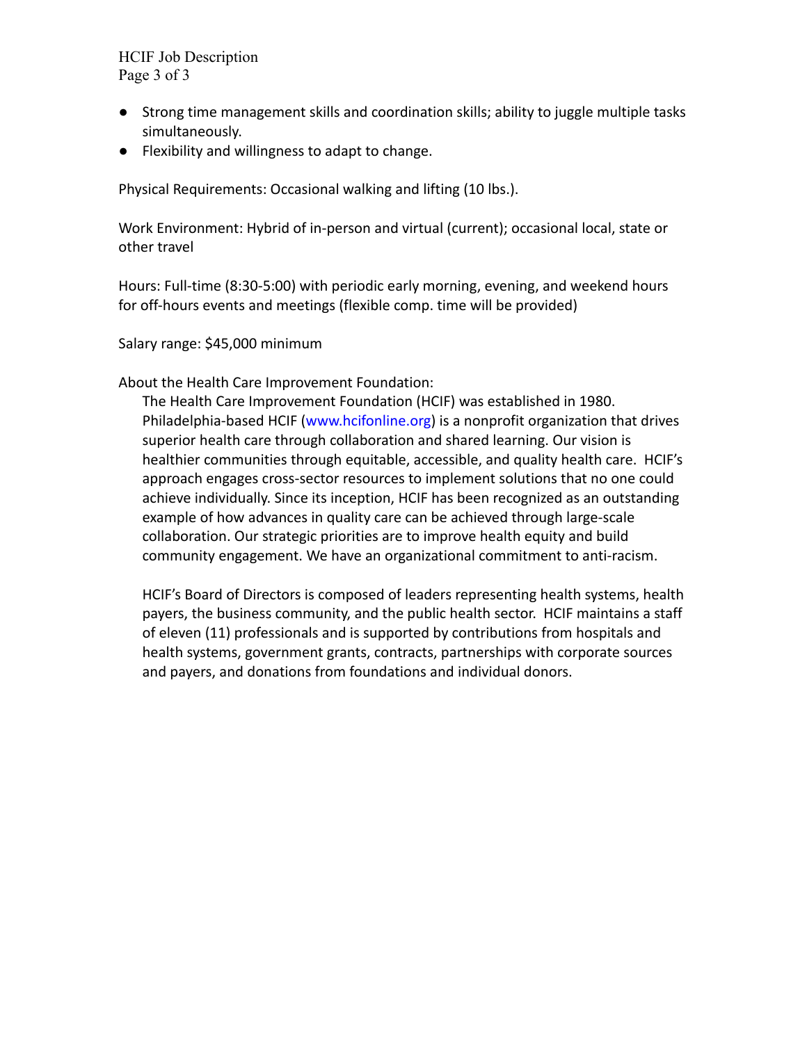- Strong time management skills and coordination skills; ability to juggle multiple tasks simultaneously.
- Flexibility and willingness to adapt to change.

Physical Requirements: Occasional walking and lifting (10 lbs.).

Work Environment: Hybrid of in-person and virtual (current); occasional local, state or other travel

Hours: Full-time (8:30-5:00) with periodic early morning, evening, and weekend hours for off-hours events and meetings (flexible comp. time will be provided)

Salary range: $45,000 minimum

About the Health Care Improvement Foundation:

The Health Care Improvement Foundation (HCIF) was established in 1980. Philadelphia-based HCIF (www.hcifonline.org) is a nonprofit organization that drives superior health care through collaboration and shared learning. Our vision is healthier communities through equitable, accessible, and quality health care. HCIF's approach engages cross-sector resources to implement solutions that no one could achieve individually. Since its inception, HCIF has been recognized as an outstanding example of how advances in quality care can be achieved through large-scale collaboration. Our strategic priorities are to improve health equity and build community engagement. We have an organizational commitment to anti-racism.

HCIF's Board of Directors is composed of leaders representing health systems, health payers, the business community, and the public health sector. HCIF maintains a staff of eleven (11) professionals and is supported by contributions from hospitals and health systems, government grants, contracts, partnerships with corporate sources and payers, and donations from foundations and individual donors.